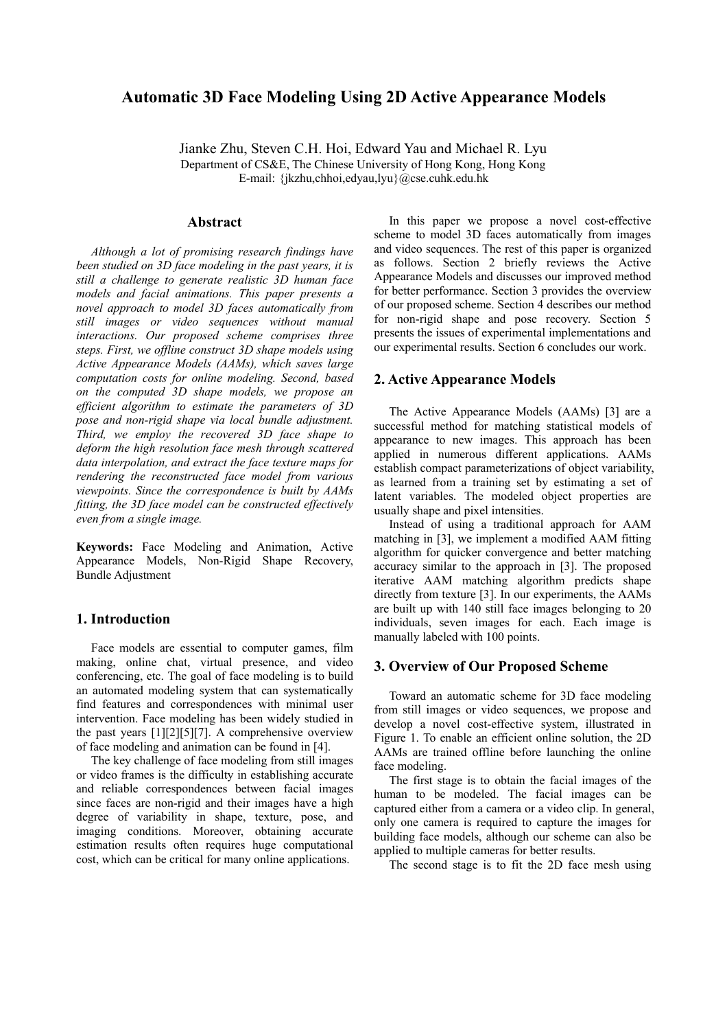# Automatic 3D Face Modeling Using 2D Active Appearance Models

Jianke Zhu, Steven C.H. Hoi, Edward Yau and Michael R. Lyu
Department of CS&E, The Chinese University of Hong Kong, Hong Kong
E-mail: {jkzhu,chhoi,edyau,lyu}@cse.cuhk.edu.hk

## Abstract

*Although a lot of promising research findings have been studied on 3D face modeling in the past years, it is still a challenge to generate realistic 3D human face models and facial animations. This paper presents a novel approach to model 3D faces automatically from still images or video sequences without manual interactions. Our proposed scheme comprises three steps. First, we offline construct 3D shape models using Active Appearance Models (AAMs), which saves large computation costs for online modeling. Second, based on the computed 3D shape models, we propose an efficient algorithm to estimate the parameters of 3D pose and non-rigid shape via local bundle adjustment. Third, we employ the recovered 3D face shape to deform the high resolution face mesh through scattered data interpolation, and extract the face texture maps for rendering the reconstructed face model from various viewpoints. Since the correspondence is built by AAMs fitting, the 3D face model can be constructed effectively even from a single image.*

**Keywords:** Face Modeling and Animation, Active Appearance Models, Non-Rigid Shape Recovery, Bundle Adjustment

## 1. Introduction

Face models are essential to computer games, film making, online chat, virtual presence, and video conferencing, etc. The goal of face modeling is to build an automated modeling system that can systematically find features and correspondences with minimal user intervention. Face modeling has been widely studied in the past years [1][2][5][7]. A comprehensive overview of face modeling and animation can be found in [4].

The key challenge of face modeling from still images or video frames is the difficulty in establishing accurate and reliable correspondences between facial images since faces are non-rigid and their images have a high degree of variability in shape, texture, pose, and imaging conditions. Moreover, obtaining accurate estimation results often requires huge computational cost, which can be critical for many online applications.

In this paper we propose a novel cost-effective scheme to model 3D faces automatically from images and video sequences. The rest of this paper is organized as follows. Section 2 briefly reviews the Active Appearance Models and discusses our improved method for better performance. Section 3 provides the overview of our proposed scheme. Section 4 describes our method for non-rigid shape and pose recovery. Section 5 presents the issues of experimental implementations and our experimental results. Section 6 concludes our work.

## 2. Active Appearance Models

The Active Appearance Models (AAMs) [3] are a successful method for matching statistical models of appearance to new images. This approach has been applied in numerous different applications. AAMs establish compact parameterizations of object variability, as learned from a training set by estimating a set of latent variables. The modeled object properties are usually shape and pixel intensities.

Instead of using a traditional approach for AAM matching in [3], we implement a modified AAM fitting algorithm for quicker convergence and better matching accuracy similar to the approach in [3]. The proposed iterative AAM matching algorithm predicts shape directly from texture [3]. In our experiments, the AAMs are built up with 140 still face images belonging to 20 individuals, seven images for each. Each image is manually labeled with 100 points.

## 3. Overview of Our Proposed Scheme

Toward an automatic scheme for 3D face modeling from still images or video sequences, we propose and develop a novel cost-effective system, illustrated in Figure 1. To enable an efficient online solution, the 2D AAMs are trained offline before launching the online face modeling.

The first stage is to obtain the facial images of the human to be modeled. The facial images can be captured either from a camera or a video clip. In general, only one camera is required to capture the images for building face models, although our scheme can also be applied to multiple cameras for better results.

The second stage is to fit the 2D face mesh using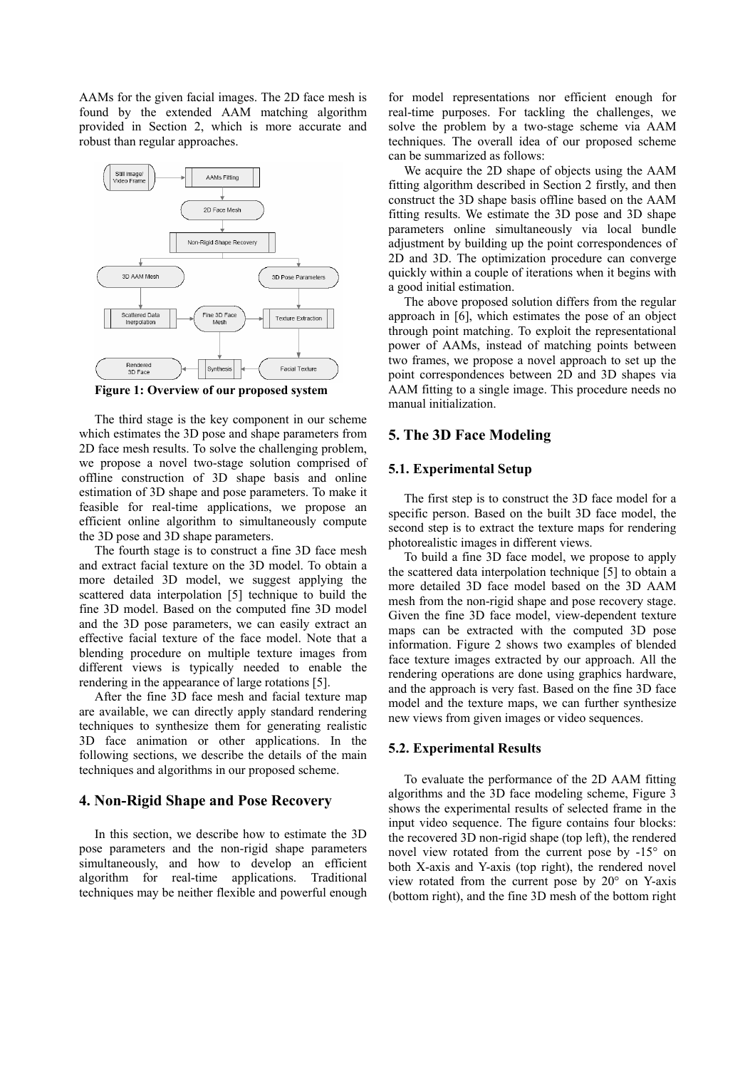AAMs for the given facial images. The 2D face mesh is found by the extended AAM matching algorithm provided in Section 2, which is more accurate and robust than regular approaches.

**Figure 1: Overview of our proposed system**

The third stage is the key component in our scheme which estimates the 3D pose and shape parameters from 2D face mesh results. To solve the challenging problem, we propose a novel two-stage solution comprised of offline construction of 3D shape basis and online estimation of 3D shape and pose parameters. To make it feasible for real-time applications, we propose an efficient online algorithm to simultaneously compute the 3D pose and 3D shape parameters.

The fourth stage is to construct a fine 3D face mesh and extract facial texture on the 3D model. To obtain a more detailed 3D model, we suggest applying the scattered data interpolation [5] technique to build the fine 3D model. Based on the computed fine 3D model and the 3D pose parameters, we can easily extract an effective facial texture of the face model. Note that a blending procedure on multiple texture images from different views is typically needed to enable the rendering in the appearance of large rotations [5].

After the fine 3D face mesh and facial texture map are available, we can directly apply standard rendering techniques to synthesize them for generating realistic 3D face animation or other applications. In the following sections, we describe the details of the main techniques and algorithms in our proposed scheme.

## 4. Non-Rigid Shape and Pose Recovery

In this section, we describe how to estimate the 3D pose parameters and the non-rigid shape parameters simultaneously, and how to develop an efficient algorithm for real-time applications. Traditional techniques may be neither flexible and powerful enough for model representations nor efficient enough for real-time purposes. For tackling the challenges, we solve the problem by a two-stage scheme via AAM techniques. The overall idea of our proposed scheme can be summarized as follows:

We acquire the 2D shape of objects using the AAM fitting algorithm described in Section 2 firstly, and then construct the 3D shape basis offline based on the AAM fitting results. We estimate the 3D pose and 3D shape parameters online simultaneously via local bundle adjustment by building up the point correspondences of 2D and 3D. The optimization procedure can converge quickly within a couple of iterations when it begins with a good initial estimation.

The above proposed solution differs from the regular approach in [6], which estimates the pose of an object through point matching. To exploit the representational power of AAMs, instead of matching points between two frames, we propose a novel approach to set up the point correspondences between 2D and 3D shapes via AAM fitting to a single image. This procedure needs no manual initialization.

## 5. The 3D Face Modeling

### 5.1. Experimental Setup

The first step is to construct the 3D face model for a specific person. Based on the built 3D face model, the second step is to extract the texture maps for rendering photorealistic images in different views.

To build a fine 3D face model, we propose to apply the scattered data interpolation technique [5] to obtain a more detailed 3D face model based on the 3D AAM mesh from the non-rigid shape and pose recovery stage. Given the fine 3D face model, view-dependent texture maps can be extracted with the computed 3D pose information. Figure 2 shows two examples of blended face texture images extracted by our approach. All the rendering operations are done using graphics hardware, and the approach is very fast. Based on the fine 3D face model and the texture maps, we can further synthesize new views from given images or video sequences.

### 5.2. Experimental Results

To evaluate the performance of the 2D AAM fitting algorithms and the 3D face modeling scheme, Figure 3 shows the experimental results of selected frame in the input video sequence. The figure contains four blocks: the recovered 3D non-rigid shape (top left), the rendered novel view rotated from the current pose by -15° on both X-axis and Y-axis (top right), the rendered novel view rotated from the current pose by 20° on Y-axis (bottom right), and the fine 3D mesh of the bottom right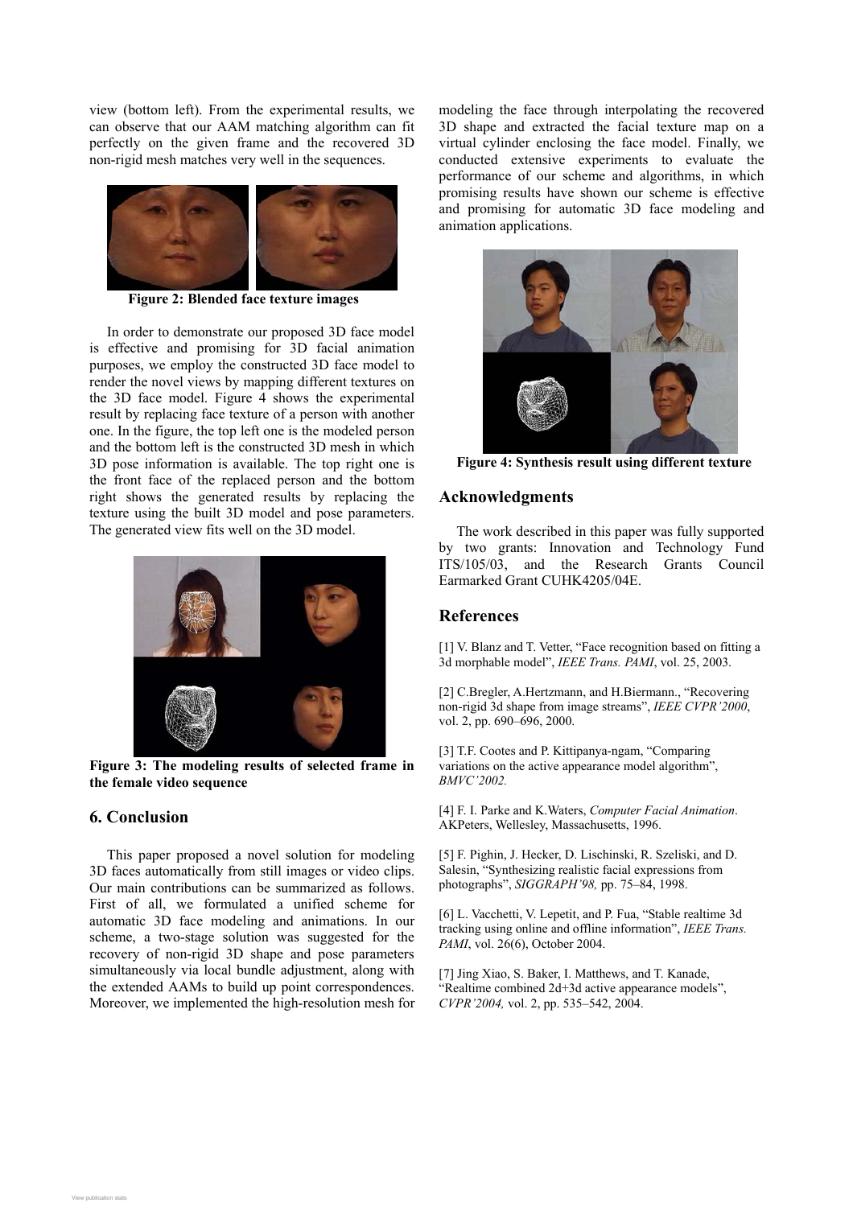view (bottom left). From the experimental results, we can observe that our AAM matching algorithm can fit perfectly on the given frame and the recovered 3D non-rigid mesh matches very well in the sequences.

**Figure 2: Blended face texture images**

In order to demonstrate our proposed 3D face model is effective and promising for 3D facial animation purposes, we employ the constructed 3D face model to render the novel views by mapping different textures on the 3D face model. Figure 4 shows the experimental result by replacing face texture of a person with another one. In the figure, the top left one is the modeled person and the bottom left is the constructed 3D mesh in which 3D pose information is available. The top right one is the front face of the replaced person and the bottom right shows the generated results by replacing the texture using the built 3D model and pose parameters. The generated view fits well on the 3D model.

**Figure 3: The modeling results of selected frame in the female video sequence**

## 6. Conclusion

This paper proposed a novel solution for modeling 3D faces automatically from still images or video clips. Our main contributions can be summarized as follows. First of all, we formulated a unified scheme for automatic 3D face modeling and animations. In our scheme, a two-stage solution was suggested for the recovery of non-rigid 3D shape and pose parameters simultaneously via local bundle adjustment, along with the extended AAMs to build up point correspondences. Moreover, we implemented the high-resolution mesh for modeling the face through interpolating the recovered 3D shape and extracted the facial texture map on a virtual cylinder enclosing the face model. Finally, we conducted extensive experiments to evaluate the performance of our scheme and algorithms, in which promising results have shown our scheme is effective and promising for automatic 3D face modeling and animation applications.

**Figure 4: Synthesis result using different texture**

## Acknowledgments

The work described in this paper was fully supported by two grants: Innovation and Technology Fund ITS/105/03, and the Research Grants Council Earmarked Grant CUHK4205/04E.

## References

[1] V. Blanz and T. Vetter, "Face recognition based on fitting a 3d morphable model", *IEEE Trans. PAMI*, vol. 25, 2003.

[2] C.Bregler, A.Hertzmann, and H.Biermann., "Recovering non-rigid 3d shape from image streams", *IEEE CVPR'2000*, vol. 2, pp. 690–696, 2000.

[3] T.F. Cootes and P. Kittipanya-ngam, "Comparing variations on the active appearance model algorithm", *BMVC'2002.*

[4] F. I. Parke and K.Waters, *Computer Facial Animation*. AKPeters, Wellesley, Massachusetts, 1996.

[5] F. Pighin, J. Hecker, D. Lischinski, R. Szeliski, and D. Salesin, "Synthesizing realistic facial expressions from photographs", *SIGGRAPH'98,* pp. 75–84, 1998.

[6] L. Vacchetti, V. Lepetit, and P. Fua, "Stable realtime 3d tracking using online and offline information", *IEEE Trans. PAMI*, vol. 26(6), October 2004.

[7] Jing Xiao, S. Baker, I. Matthews, and T. Kanade, "Realtime combined 2d+3d active appearance models", *CVPR'2004,* vol. 2, pp. 535–542, 2004.